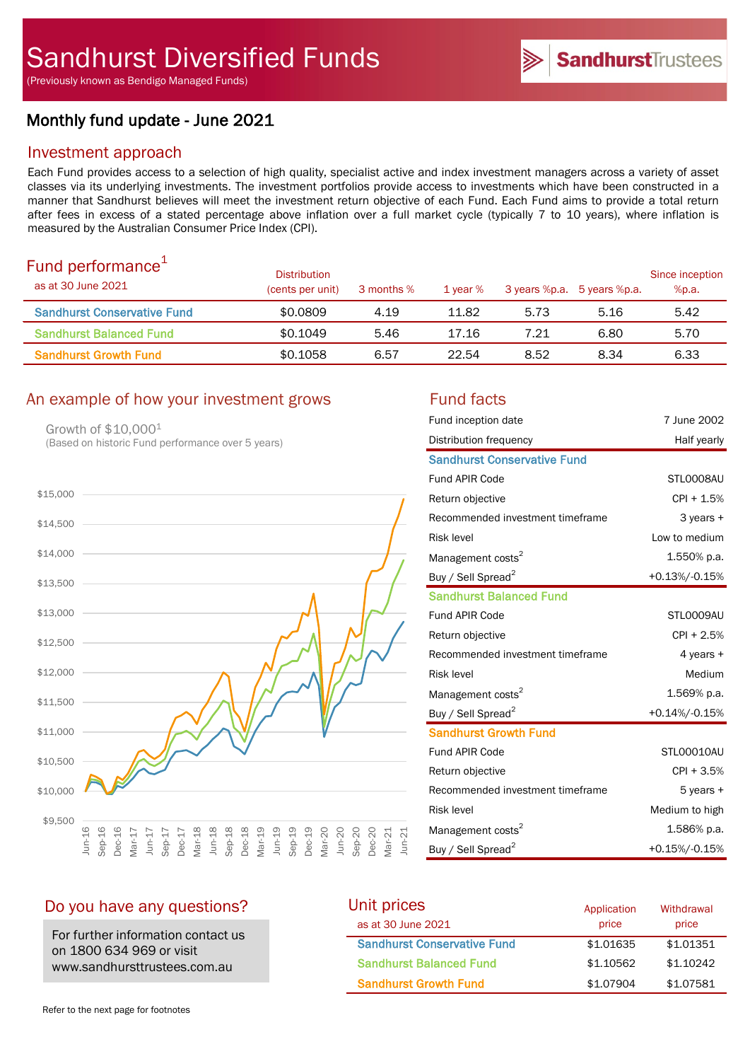# Sandhurst Diversified Funds

(Previously known as Bendigo Managed Funds)

SandhurstTrustees

## Monthly fund update - June 2021

## Investment approach

Each Fund provides access to a selection of high quality, specialist active and index investment managers across a variety of asset classes via its underlying investments. The investment portfolios provide access to investments which have been constructed in a manner that Sandhurst believes will meet the investment return objective of each Fund. Each Fund aims to provide a total return after fees in excess of a stated percentage above inflation over a full market cycle (typically 7 to 10 years), where inflation is measured by the Australian Consumer Price Index (CPI).

## Fund performance[1]

as at 30 June 2021

| | Distribution (cents per unit) | 3 months % | 1 year % | 3 years %p.a. | 5 years %p.a. | Since inception %p.a. |
|---|---|---|---|---|---|---|
| Sandhurst Conservative Fund | $0.0809 | 4.19 | 11.82 | 5.73 | 5.16 | 5.42 |
| Sandhurst Balanced Fund | $0.1049 | 5.46 | 17.16 | 7.21 | 6.80 | 5.70 |
| Sandhurst Growth Fund | $0.1058 | 6.57 | 22.54 | 8.52 | 8.34 | 6.33 |

## An example of how your investment grows

Growth of $10,000[1]
(Based on historic Fund performance over 5 years)

## Fund facts

| | |
|---|---|
| Fund inception date | 7 June 2002 |
| Distribution frequency | Half yearly |
| **Sandhurst Conservative Fund** | |
| Fund APIR Code | STL0008AU |
| Return objective | CPI + 1.5% |
| Recommended investment timeframe | 3 years + |
| Risk level | Low to medium |
| Management costs[2] | 1.550% p.a. |
| Buy / Sell Spread[2] | +0.13%/-0.15% |
| **Sandhurst Balanced Fund** | |
| Fund APIR Code | STL0009AU |
| Return objective | CPI + 2.5% |
| Recommended investment timeframe | 4 years + |
| Risk level | Medium |
| Management costs[2] | 1.569% p.a. |
| Buy / Sell Spread[2] | +0.14%/-0.15% |
| **Sandhurst Growth Fund** | |
| Fund APIR Code | STL00010AU |
| Return objective | CPI + 3.5% |
| Recommended investment timeframe | 5 years + |
| Risk level | Medium to high |
| Management costs[2] | 1.586% p.a. |
| Buy / Sell Spread[2] | +0.15%/-0.15% |

## Do you have any questions?

For further information contact us on 1800 634 969 or visit www.sandhursttrustees.com.au

## Unit prices

as at 30 June 2021

| | Application price | Withdrawal price |
|---|---|---|
| Sandhurst Conservative Fund | $1.01635 | $1.01351 |
| Sandhurst Balanced Fund | $1.10562 | $1.10242 |
| Sandhurst Growth Fund | $1.07904 | $1.07581 |

Refer to the next page for footnotes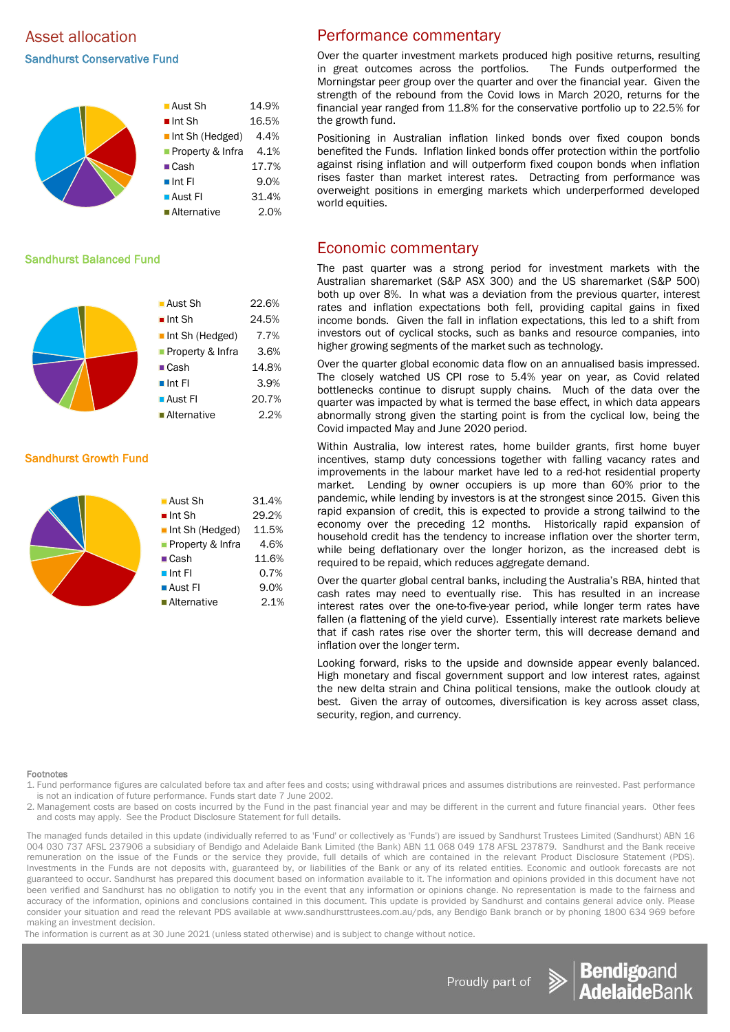# Asset allocation

## Sandhurst Conservative Fund

Aust Sh 14.9%
Int Sh 16.5%
Int Sh (Hedged) 4.4%
Property & Infra 4.1%
Cash 17.7%
Int FI 9.0%
Aust FI 31.4%
Alternative 2.0%

## Sandhurst Balanced Fund

Aust Sh 22.6%
Int Sh 24.5%
Int Sh (Hedged) 7.7%
Property & Infra 3.6%
Cash 14.8%
Int FI 3.9%
Aust FI 20.7%
Alternative 2.2%

## Sandhurst Growth Fund

Aust Sh 31.4%
Int Sh 29.2%
Int Sh (Hedged) 11.5%
Property & Infra 4.6%
Cash 11.6%
Int FI 0.7%
Aust FI 9.0%
Alternative 2.1%

# Performance commentary

Over the quarter investment markets produced high positive returns, resulting in great outcomes across the portfolios. The Funds outperformed the Morningstar peer group over the quarter and over the financial year. Given the strength of the rebound from the Covid lows in March 2020, returns for the financial year ranged from 11.8% for the conservative portfolio up to 22.5% for the growth fund.

Positioning in Australian inflation linked bonds over fixed coupon bonds benefited the Funds. Inflation linked bonds offer protection within the portfolio against rising inflation and will outperform fixed coupon bonds when inflation rises faster than market interest rates. Detracting from performance was overweight positions in emerging markets which underperformed developed world equities.

# Economic commentary

The past quarter was a strong period for investment markets with the Australian sharemarket (S&P ASX 300) and the US sharemarket (S&P 500) both up over 8%. In what was a deviation from the previous quarter, interest rates and inflation expectations both fell, providing capital gains in fixed income bonds. Given the fall in inflation expectations, this led to a shift from investors out of cyclical stocks, such as banks and resource companies, into higher growing segments of the market such as technology.

Over the quarter global economic data flow on an annualised basis impressed. The closely watched US CPI rose to 5.4% year on year, as Covid related bottlenecks continue to disrupt supply chains. Much of the data over the quarter was impacted by what is termed the base effect, in which data appears abnormally strong given the starting point is from the cyclical low, being the Covid impacted May and June 2020 period.

Within Australia, low interest rates, home builder grants, first home buyer incentives, stamp duty concessions together with falling vacancy rates and improvements in the labour market have led to a red-hot residential property market. Lending by owner occupiers is up more than 60% prior to the pandemic, while lending by investors is at the strongest since 2015. Given this rapid expansion of credit, this is expected to provide a strong tailwind to the economy over the preceding 12 months. Historically rapid expansion of household credit has the tendency to increase inflation over the shorter term, while being deflationary over the longer horizon, as the increased debt is required to be repaid, which reduces aggregate demand.

Over the quarter global central banks, including the Australia's RBA, hinted that cash rates may need to eventually rise. This has resulted in an increase interest rates over the one-to-five-year period, while longer term rates have fallen (a flattening of the yield curve). Essentially interest rate markets believe that if cash rates rise over the shorter term, this will decrease demand and inflation over the longer term.

Looking forward, risks to the upside and downside appear evenly balanced. High monetary and fiscal government support and low interest rates, against the new delta strain and China political tensions, make the outlook cloudy at best. Given the array of outcomes, diversification is key across asset class, security, region, and currency.

Footnotes

1. Fund performance figures are calculated before tax and after fees and costs; using withdrawal prices and assumes distributions are reinvested. Past performance is not an indication of future performance. Funds start date 7 June 2002.
2. Management costs are based on costs incurred by the Fund in the past financial year and may be different in the current and future financial years. Other fees and costs may apply. See the Product Disclosure Statement for full details.

The managed funds detailed in this update (individually referred to as 'Fund' or collectively as 'Funds') are issued by Sandhurst Trustees Limited (Sandhurst) ABN 16 004 030 737 AFSL 237906 a subsidiary of Bendigo and Adelaide Bank Limited (the Bank) ABN 11 068 049 178 AFSL 237879. Sandhurst and the Bank receive remuneration on the issue of the Funds or the service they provide, full details of which are contained in the relevant Product Disclosure Statement (PDS). Investments in the Funds are not deposits with, guaranteed by, or liabilities of the Bank or any of its related entities. Economic and outlook forecasts are not guaranteed to occur. Sandhurst has prepared this document based on information available to it. The information and opinions provided in this document have not been verified and Sandhurst has no obligation to notify you in the event that any information or opinions change. No representation is made to the fairness and accuracy of the information, opinions and conclusions contained in this document. This update is provided by Sandhurst and contains general advice only. Please consider your situation and read the relevant PDS available at www.sandhursttrustees.com.au/pds, any Bendigo Bank branch or by phoning 1800 634 969 before making an investment decision.

The information is current as at 30 June 2021 (unless stated otherwise) and is subject to change without notice.

Proudly part of Bendigo and Adelaide Bank